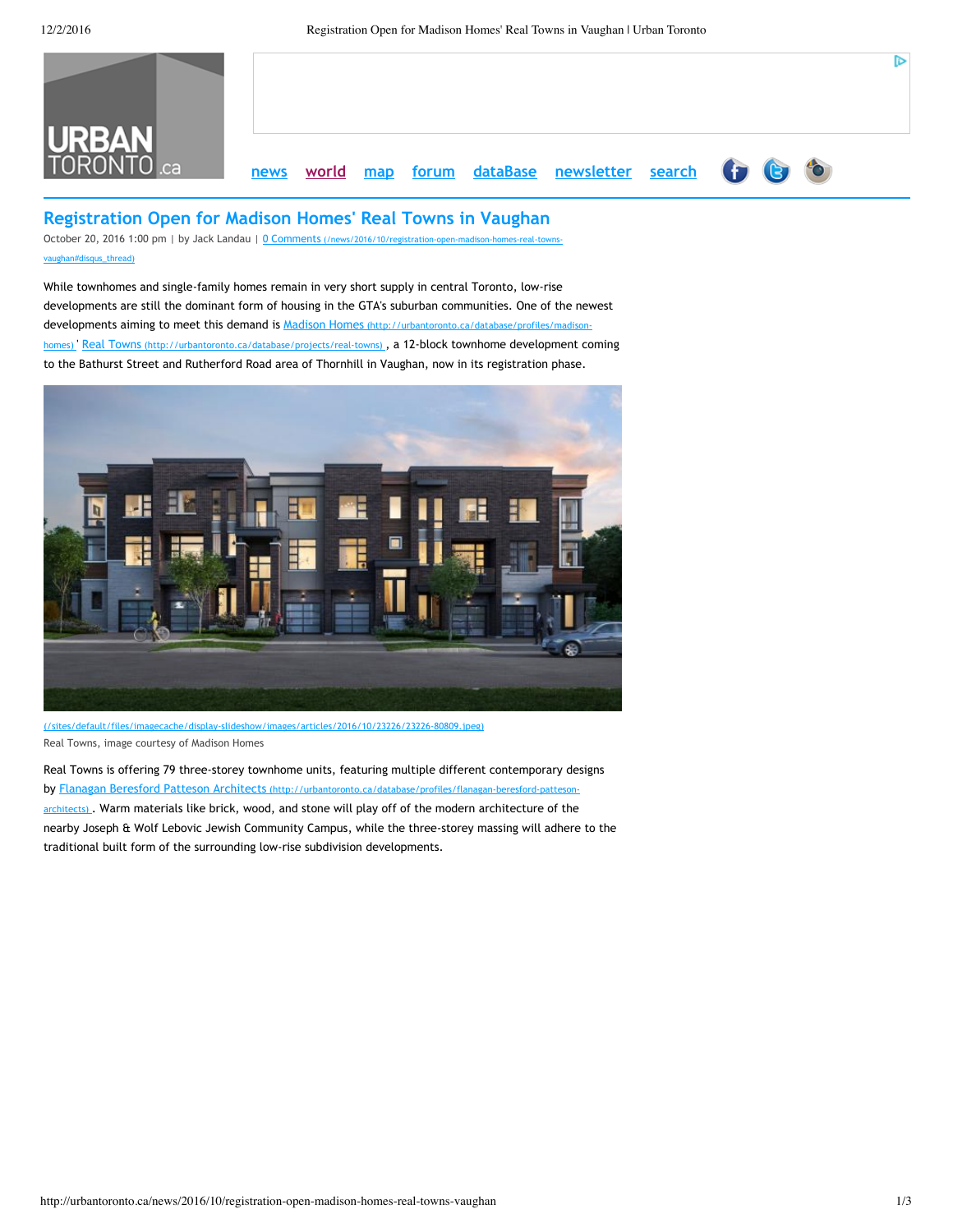# Registration Open for Madison Homes' Real Towns in Vaughan

October 20, 2016 1:00 pm | by Jack Landau | 0 Comments (/news/2016/10/registration-open-madison-homes-real-towns-vaughan#disqus_thread)

While townhomes and single-family homes remain in very short supply in central Toronto, low-rise developments are still the dominant form of housing in the GTA's suburban communities. One of the newest developments aiming to meet this demand is Madison Homes (http://urbantoronto.ca/database/profiles/madison-homes) ' Real Towns (http://urbantoronto.ca/database/projects/real-towns) , a 12-block townhome development coming to the Bathurst Street and Rutherford Road area of Thornhill in Vaughan, now in its registration phase.

(/sites/default/files/imagecache/display-slideshow/images/articles/2016/10/23226/23226-80809.jpeg)

Real Towns, image courtesy of Madison Homes

Real Towns is offering 79 three-storey townhome units, featuring multiple different contemporary designs by Flanagan Beresford Patteson Architects (http://urbantoronto.ca/database/profiles/flanagan-beresford-patteson-architects) . Warm materials like brick, wood, and stone will play off of the modern architecture of the nearby Joseph & Wolf Lebovic Jewish Community Campus, while the three-storey massing will adhere to the traditional built form of the surrounding low-rise subdivision developments.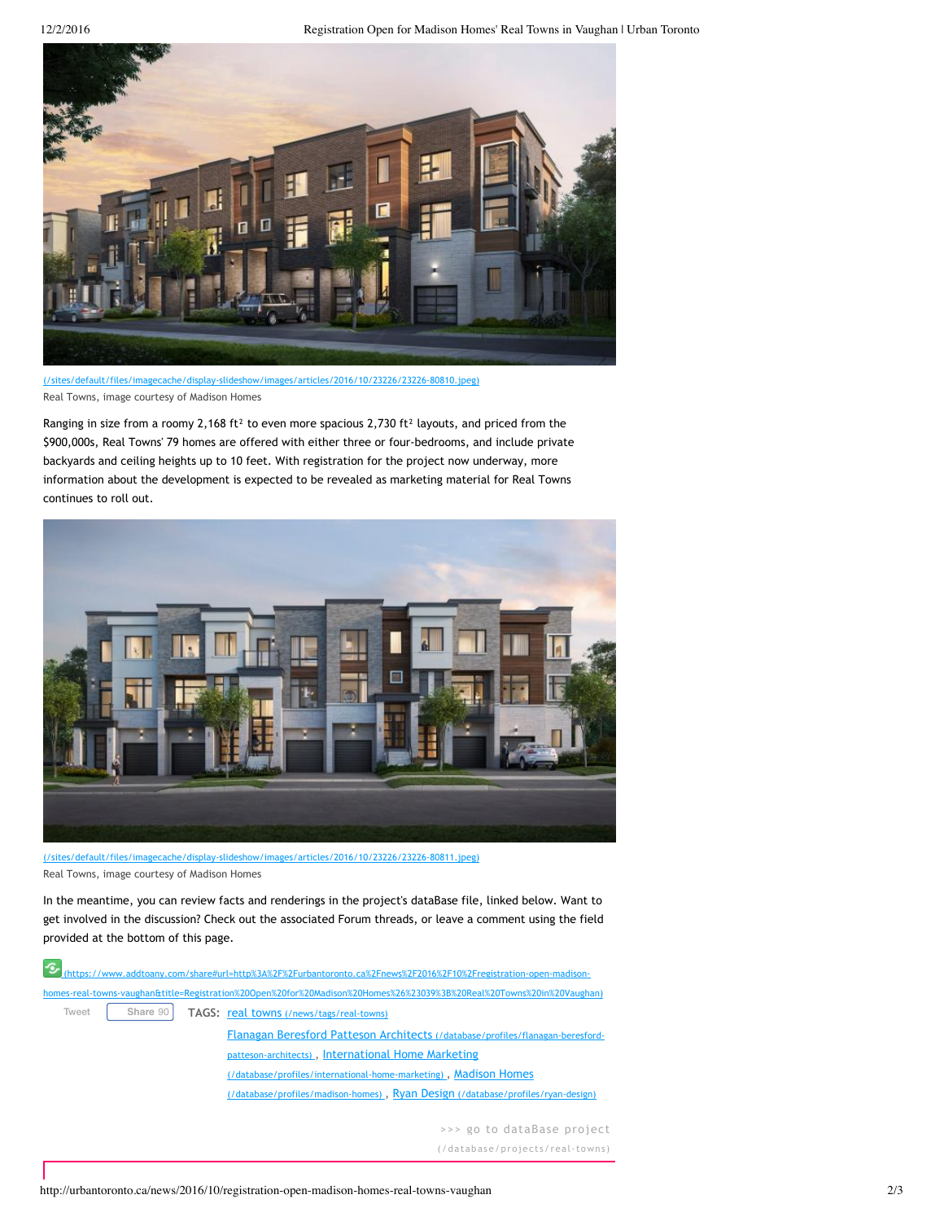(/sites/default/files/imagecache/display-slideshow/images/articles/2016/10/23226/23226-80810.jpeg)

Real Towns, image courtesy of Madison Homes

Ranging in size from a roomy 2,168 ft² to even more spacious 2,730 ft² layouts, and priced from the $900,000s, Real Towns' 79 homes are offered with either three or four-bedrooms, and include private backyards and ceiling heights up to 10 feet. With registration for the project now underway, more information about the development is expected to be revealed as marketing material for Real Towns continues to roll out.

(/sites/default/files/imagecache/display-slideshow/images/articles/2016/10/23226/23226-80811.jpeg)

Real Towns, image courtesy of Madison Homes

In the meantime, you can review facts and renderings in the project's dataBase file, linked below. Want to get involved in the discussion? Check out the associated Forum threads, or leave a comment using the field provided at the bottom of this page.

(https://www.addtoany.com/share#url=http%3A%2F%2Furbantoronto.ca%2Fnews%2F2016%2F10%2Fregistration-open-madison-homes-real-towns-vaughan&title=Registration%20Open%20for%20Madison%20Homes%26%23039%3B%20Real%20Towns%20in%20Vaughan)

Tweet Share 90

TAGS: real towns (/news/tags/real-towns)

Flanagan Beresford Patteson Architects (/database/profiles/flanagan-beresford-patteson-architects) , International Home Marketing (/database/profiles/international-home-marketing) , Madison Homes (/database/profiles/madison-homes) , Ryan Design (/database/profiles/ryan-design)

>>> go to dataBase project (/database/projects/real-towns)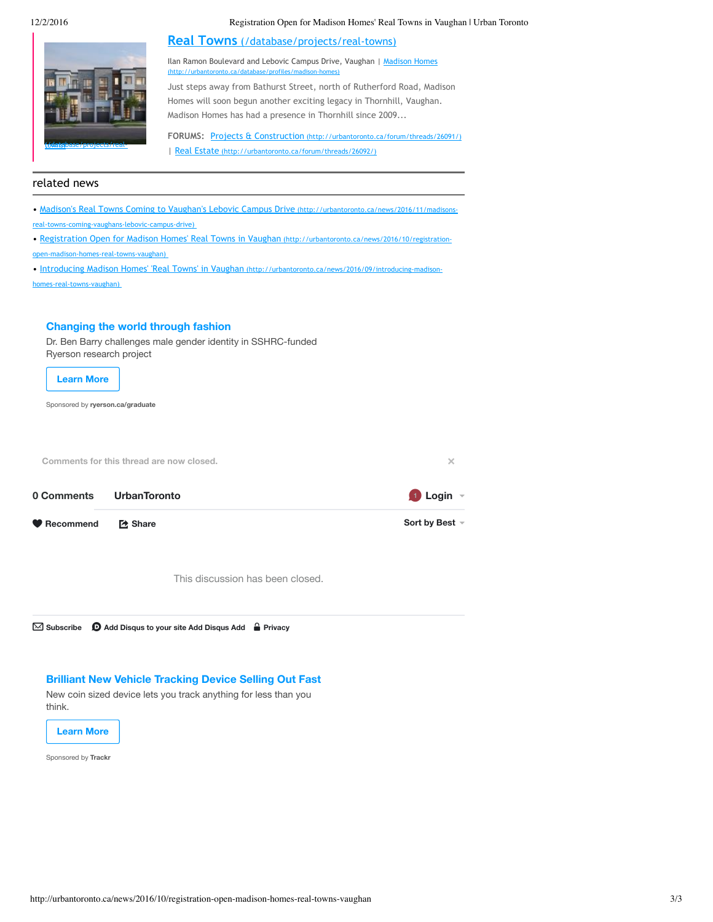## [Real Towns (/database/projects/real-towns)](/database/projects/real-towns)

Ilan Ramon Boulevard and Lebovic Campus Drive, Vaughan | [Madison Homes (http://urbantoronto.ca/database/profiles/madison-homes)](http://urbantoronto.ca/database/profiles/madison-homes)

Just steps away from Bathurst Street, north of Rutherford Road, Madison Homes will soon begun another exciting legacy in Thornhill, Vaughan. Madison Homes has had a presence in Thornhill since 2009...

**FORUMS:** [Projects & Construction (http://urbantoronto.ca/forum/threads/26091/)](http://urbantoronto.ca/forum/threads/26091/) | [Real Estate (http://urbantoronto.ca/forum/threads/26092/)](http://urbantoronto.ca/forum/threads/26092/)

## related news

- [Madison's Real Towns Coming to Vaughan's Lebovic Campus Drive (http://urbantoronto.ca/news/2016/11/madisons-real-towns-coming-vaughans-lebovic-campus-drive)](http://urbantoronto.ca/news/2016/11/madisons-real-towns-coming-vaughans-lebovic-campus-drive)
- [Registration Open for Madison Homes' Real Towns in Vaughan (http://urbantoronto.ca/news/2016/10/registration-open-madison-homes-real-towns-vaughan)](http://urbantoronto.ca/news/2016/10/registration-open-madison-homes-real-towns-vaughan)
- [Introducing Madison Homes' 'Real Towns' in Vaughan (http://urbantoronto.ca/news/2016/09/introducing-madison-homes-real-towns-vaughan)](http://urbantoronto.ca/news/2016/09/introducing-madison-homes-real-towns-vaughan)

### Changing the world through fashion

Dr. Ben Barry challenges male gender identity in SSHRC-funded Ryerson research project

Learn More

Sponsored by **ryerson.ca/graduate**

Comments for this thread are now closed.

**0 Comments** **UrbanToronto** **Login**

**Recommend** **Share** **Sort by Best**

This discussion has been closed.

**Subscribe** **Add Disqus to your site Add Disqus Add** **Privacy**

### Brilliant New Vehicle Tracking Device Selling Out Fast

New coin sized device lets you track anything for less than you think.

Learn More

Sponsored by **Trackr**